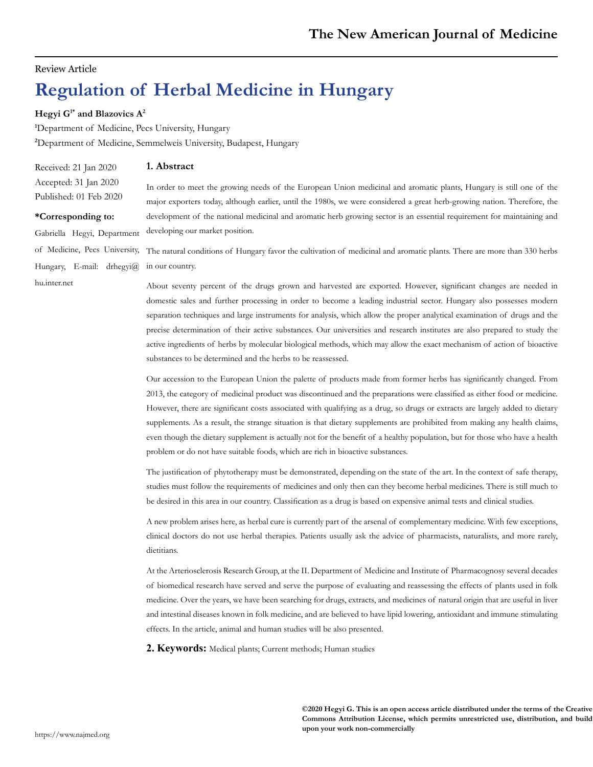Review Article

# Regulation of Herbal Medicine in Hungary

**Hegyi G[1*] and Blazovics A[2]**

[1]Department of Medicine, Pecs University, Hungary

[2]Department of Medicine, Semmelweis University, Budapest, Hungary

Received: 21 Jan 2020
Accepted: 31 Jan 2020
Published: 01 Feb 2020

**\*Corresponding to:**
Gabriella Hegyi, Department of Medicine, Pecs University, Hungary, E-mail: drhegyi@hu.inter.net

## 1. Abstract

In order to meet the growing needs of the European Union medicinal and aromatic plants, Hungary is still one of the major exporters today, although earlier, until the 1980s, we were considered a great herb-growing nation. Therefore, the development of the national medicinal and aromatic herb growing sector is an essential requirement for maintaining and developing our market position.

The natural conditions of Hungary favor the cultivation of medicinal and aromatic plants. There are more than 330 herbs in our country.

About seventy percent of the drugs grown and harvested are exported. However, significant changes are needed in domestic sales and further processing in order to become a leading industrial sector. Hungary also possesses modern separation techniques and large instruments for analysis, which allow the proper analytical examination of drugs and the precise determination of their active substances. Our universities and research institutes are also prepared to study the active ingredients of herbs by molecular biological methods, which may allow the exact mechanism of action of bioactive substances to be determined and the herbs to be reassessed.

Our accession to the European Union the palette of products made from former herbs has significantly changed. From 2013, the category of medicinal product was discontinued and the preparations were classified as either food or medicine. However, there are significant costs associated with qualifying as a drug, so drugs or extracts are largely added to dietary supplements. As a result, the strange situation is that dietary supplements are prohibited from making any health claims, even though the dietary supplement is actually not for the benefit of a healthy population, but for those who have a health problem or do not have suitable foods, which are rich in bioactive substances.

The justification of phytotherapy must be demonstrated, depending on the state of the art. In the context of safe therapy, studies must follow the requirements of medicines and only then can they become herbal medicines. There is still much to be desired in this area in our country. Classification as a drug is based on expensive animal tests and clinical studies.

A new problem arises here, as herbal cure is currently part of the arsenal of complementary medicine. With few exceptions, clinical doctors do not use herbal therapies. Patients usually ask the advice of pharmacists, naturalists, and more rarely, dietitians.

At the Arteriosclerosis Research Group, at the II. Department of Medicine and Institute of Pharmacognosy several decades of biomedical research have served and serve the purpose of evaluating and reassessing the effects of plants used in folk medicine. Over the years, we have been searching for drugs, extracts, and medicines of natural origin that are useful in liver and intestinal diseases known in folk medicine, and are believed to have lipid lowering, antioxidant and immune stimulating effects. In the article, animal and human studies will be also presented.

## 2. Keywords:

Medical plants; Current methods; Human studies

**©2020 Hegyi G. This is an open access article distributed under the terms of the Creative Commons Attribution License, which permits unrestricted use, distribution, and build upon your work non-commercially**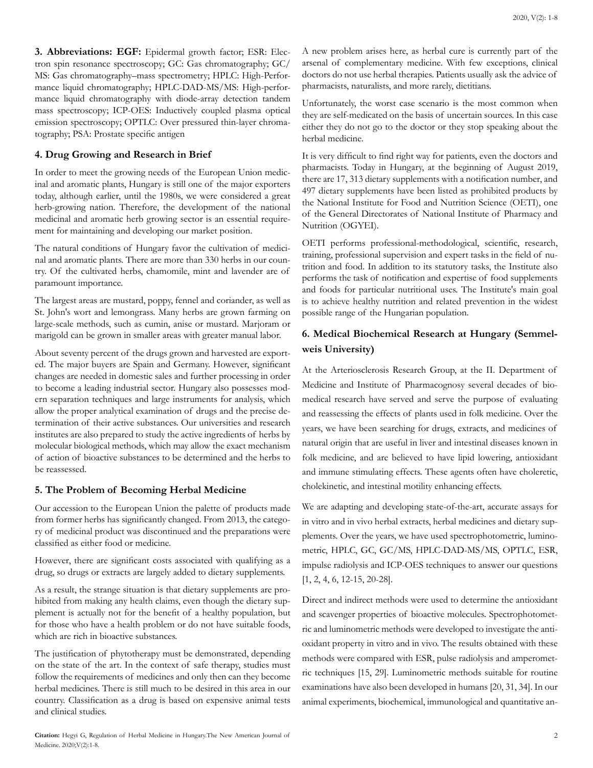**3. Abbreviations: EGF:** Epidermal growth factor; ESR: Electron spin resonance spectroscopy; GC: Gas chromatography; GC/MS: Gas chromatography–mass spectrometry; HPLC: High-Performance liquid chromatography; HPLC-DAD-MS/MS: High-performance liquid chromatography with diode-array detection tandem mass spectroscopy; ICP-OES: Inductively coupled plasma optical emission spectroscopy; OPTLC: Over pressured thin-layer chromatography; PSA: Prostate specific antigen

## 4. Drug Growing and Research in Brief

In order to meet the growing needs of the European Union medicinal and aromatic plants, Hungary is still one of the major exporters today, although earlier, until the 1980s, we were considered a great herb-growing nation. Therefore, the development of the national medicinal and aromatic herb growing sector is an essential requirement for maintaining and developing our market position.

The natural conditions of Hungary favor the cultivation of medicinal and aromatic plants. There are more than 330 herbs in our country. Of the cultivated herbs, chamomile, mint and lavender are of paramount importance.

The largest areas are mustard, poppy, fennel and coriander, as well as St. John's wort and lemongrass. Many herbs are grown farming on large-scale methods, such as cumin, anise or mustard. Marjoram or marigold can be grown in smaller areas with greater manual labor.

About seventy percent of the drugs grown and harvested are exported. The major buyers are Spain and Germany. However, significant changes are needed in domestic sales and further processing in order to become a leading industrial sector. Hungary also possesses modern separation techniques and large instruments for analysis, which allow the proper analytical examination of drugs and the precise determination of their active substances. Our universities and research institutes are also prepared to study the active ingredients of herbs by molecular biological methods, which may allow the exact mechanism of action of bioactive substances to be determined and the herbs to be reassessed.

## 5. The Problem of Becoming Herbal Medicine

Our accession to the European Union the palette of products made from former herbs has significantly changed. From 2013, the category of medicinal product was discontinued and the preparations were classified as either food or medicine.

However, there are significant costs associated with qualifying as a drug, so drugs or extracts are largely added to dietary supplements.

As a result, the strange situation is that dietary supplements are prohibited from making any health claims, even though the dietary supplement is actually not for the benefit of a healthy population, but for those who have a health problem or do not have suitable foods, which are rich in bioactive substances.

The justification of phytotherapy must be demonstrated, depending on the state of the art. In the context of safe therapy, studies must follow the requirements of medicines and only then can they become herbal medicines. There is still much to be desired in this area in our country. Classification as a drug is based on expensive animal tests and clinical studies.

A new problem arises here, as herbal cure is currently part of the arsenal of complementary medicine. With few exceptions, clinical doctors do not use herbal therapies. Patients usually ask the advice of pharmacists, naturalists, and more rarely, dietitians.

Unfortunately, the worst case scenario is the most common when they are self-medicated on the basis of uncertain sources. In this case either they do not go to the doctor or they stop speaking about the herbal medicine.

It is very difficult to find right way for patients, even the doctors and pharmacists. Today in Hungary, at the beginning of August 2019, there are 17, 313 dietary supplements with a notification number, and 497 dietary supplements have been listed as prohibited products by the National Institute for Food and Nutrition Science (OETI), one of the General Directorates of National Institute of Pharmacy and Nutrition (OGYEI).

OETI performs professional-methodological, scientific, research, training, professional supervision and expert tasks in the field of nutrition and food. In addition to its statutory tasks, the Institute also performs the task of notification and expertise of food supplements and foods for particular nutritional uses. The Institute's main goal is to achieve healthy nutrition and related prevention in the widest possible range of the Hungarian population.

## 6. Medical Biochemical Research at Hungary (Semmelweis University)

At the Arteriosclerosis Research Group, at the II. Department of Medicine and Institute of Pharmacognosy several decades of biomedical research have served and serve the purpose of evaluating and reassessing the effects of plants used in folk medicine. Over the years, we have been searching for drugs, extracts, and medicines of natural origin that are useful in liver and intestinal diseases known in folk medicine, and are believed to have lipid lowering, antioxidant and immune stimulating effects. These agents often have choleretic, cholekinetic, and intestinal motility enhancing effects.

We are adapting and developing state-of-the-art, accurate assays for in vitro and in vivo herbal extracts, herbal medicines and dietary supplements. Over the years, we have used spectrophotometric, luminometric, HPLC, GC, GC/MS, HPLC-DAD-MS/MS, OPTLC, ESR, impulse radiolysis and ICP-OES techniques to answer our questions [1, 2, 4, 6, 12-15, 20-28].

Direct and indirect methods were used to determine the antioxidant and scavenger properties of bioactive molecules. Spectrophotometric and luminometric methods were developed to investigate the antioxidant property in vitro and in vivo. The results obtained with these methods were compared with ESR, pulse radiolysis and amperometric techniques [15, 29]. Luminometric methods suitable for routine examinations have also been developed in humans [20, 31, 34]. In our animal experiments, biochemical, immunological and quantitative an-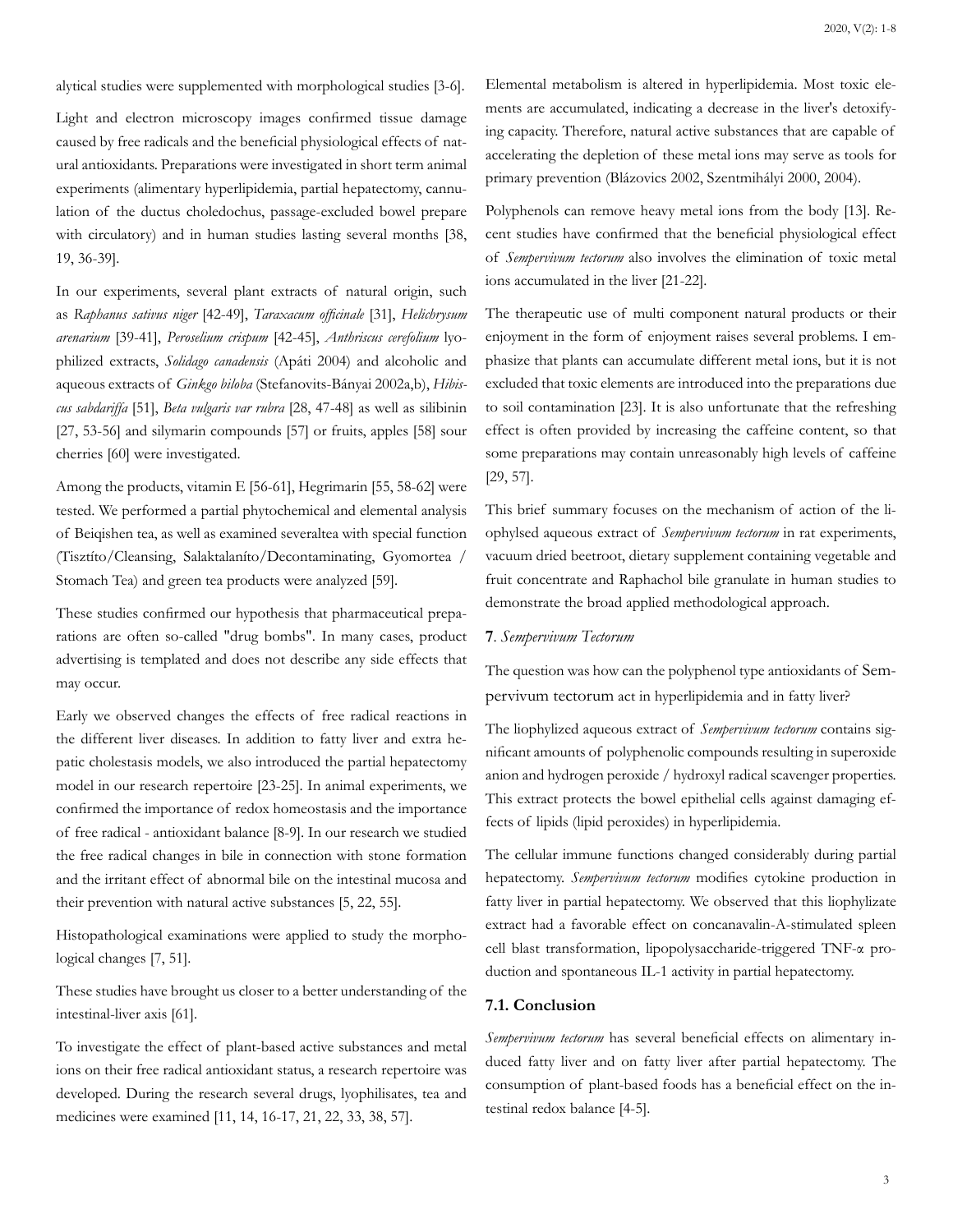alytical studies were supplemented with morphological studies [3-6].

Light and electron microscopy images confirmed tissue damage caused by free radicals and the beneficial physiological effects of natural antioxidants. Preparations were investigated in short term animal experiments (alimentary hyperlipidemia, partial hepatectomy, cannulation of the ductus choledochus, passage-excluded bowel prepare with circulatory) and in human studies lasting several months [38, 19, 36-39].

In our experiments, several plant extracts of natural origin, such as *Raphanus sativus niger* [42-49], *Taraxacum officinale* [31], *Helichrysum arenarium* [39-41], *Peroselium crispum* [42-45], *Anthriscus cerefolium* lyophilized extracts, *Solidago canadensis* (Apáti 2004) and alcoholic and aqueous extracts of *Ginkgo biloba* (Stefanovits-Bányai 2002a,b), *Hibiscus sabdariffa* [51], *Beta vulgaris var rubra* [28, 47-48] as well as silibinin [27, 53-56] and silymarin compounds [57] or fruits, apples [58] sour cherries [60] were investigated.

Among the products, vitamin E [56-61], Hegrimarin [55, 58-62] were tested. We performed a partial phytochemical and elemental analysis of Beiqishen tea, as well as examined severaltea with special function (Tisztíto/Cleansing, Salaktalaníto/Decontaminating, Gyomortea / Stomach Tea) and green tea products were analyzed [59].

These studies confirmed our hypothesis that pharmaceutical preparations are often so-called "drug bombs". In many cases, product advertising is templated and does not describe any side effects that may occur.

Early we observed changes the effects of free radical reactions in the different liver diseases. In addition to fatty liver and extra hepatic cholestasis models, we also introduced the partial hepatectomy model in our research repertoire [23-25]. In animal experiments, we confirmed the importance of redox homeostasis and the importance of free radical - antioxidant balance [8-9]. In our research we studied the free radical changes in bile in connection with stone formation and the irritant effect of abnormal bile on the intestinal mucosa and their prevention with natural active substances [5, 22, 55].

Histopathological examinations were applied to study the morphological changes [7, 51].

These studies have brought us closer to a better understanding of the intestinal-liver axis [61].

To investigate the effect of plant-based active substances and metal ions on their free radical antioxidant status, a research repertoire was developed. During the research several drugs, lyophilisates, tea and medicines were examined [11, 14, 16-17, 21, 22, 33, 38, 57].

Elemental metabolism is altered in hyperlipidemia. Most toxic elements are accumulated, indicating a decrease in the liver's detoxifying capacity. Therefore, natural active substances that are capable of accelerating the depletion of these metal ions may serve as tools for primary prevention (Blázovics 2002, Szentmihályi 2000, 2004).

Polyphenols can remove heavy metal ions from the body [13]. Recent studies have confirmed that the beneficial physiological effect of *Sempervivum tectorum* also involves the elimination of toxic metal ions accumulated in the liver [21-22].

The therapeutic use of multi component natural products or their enjoyment in the form of enjoyment raises several problems. I emphasize that plants can accumulate different metal ions, but it is not excluded that toxic elements are introduced into the preparations due to soil contamination [23]. It is also unfortunate that the refreshing effect is often provided by increasing the caffeine content, so that some preparations may contain unreasonably high levels of caffeine [29, 57].

This brief summary focuses on the mechanism of action of the liophylsed aqueous extract of *Sempervivum tectorum* in rat experiments, vacuum dried beetroot, dietary supplement containing vegetable and fruit concentrate and Raphachol bile granulate in human studies to demonstrate the broad applied methodological approach.

## 7. *Sempervivum Tectorum*

The question was how can the polyphenol type antioxidants of Sempervivum tectorum act in hyperlipidemia and in fatty liver?

The liophylized aqueous extract of *Sempervivum tectorum* contains significant amounts of polyphenolic compounds resulting in superoxide anion and hydrogen peroxide / hydroxyl radical scavenger properties. This extract protects the bowel epithelial cells against damaging effects of lipids (lipid peroxides) in hyperlipidemia.

The cellular immune functions changed considerably during partial hepatectomy. *Sempervivum tectorum* modifies cytokine production in fatty liver in partial hepatectomy. We observed that this liophylizate extract had a favorable effect on concanavalin-A-stimulated spleen cell blast transformation, lipopolysaccharide-triggered TNF-α production and spontaneous IL-1 activity in partial hepatectomy.

### 7.1. Conclusion

*Sempervivum tectorum* has several beneficial effects on alimentary induced fatty liver and on fatty liver after partial hepatectomy. The consumption of plant-based foods has a beneficial effect on the intestinal redox balance [4-5].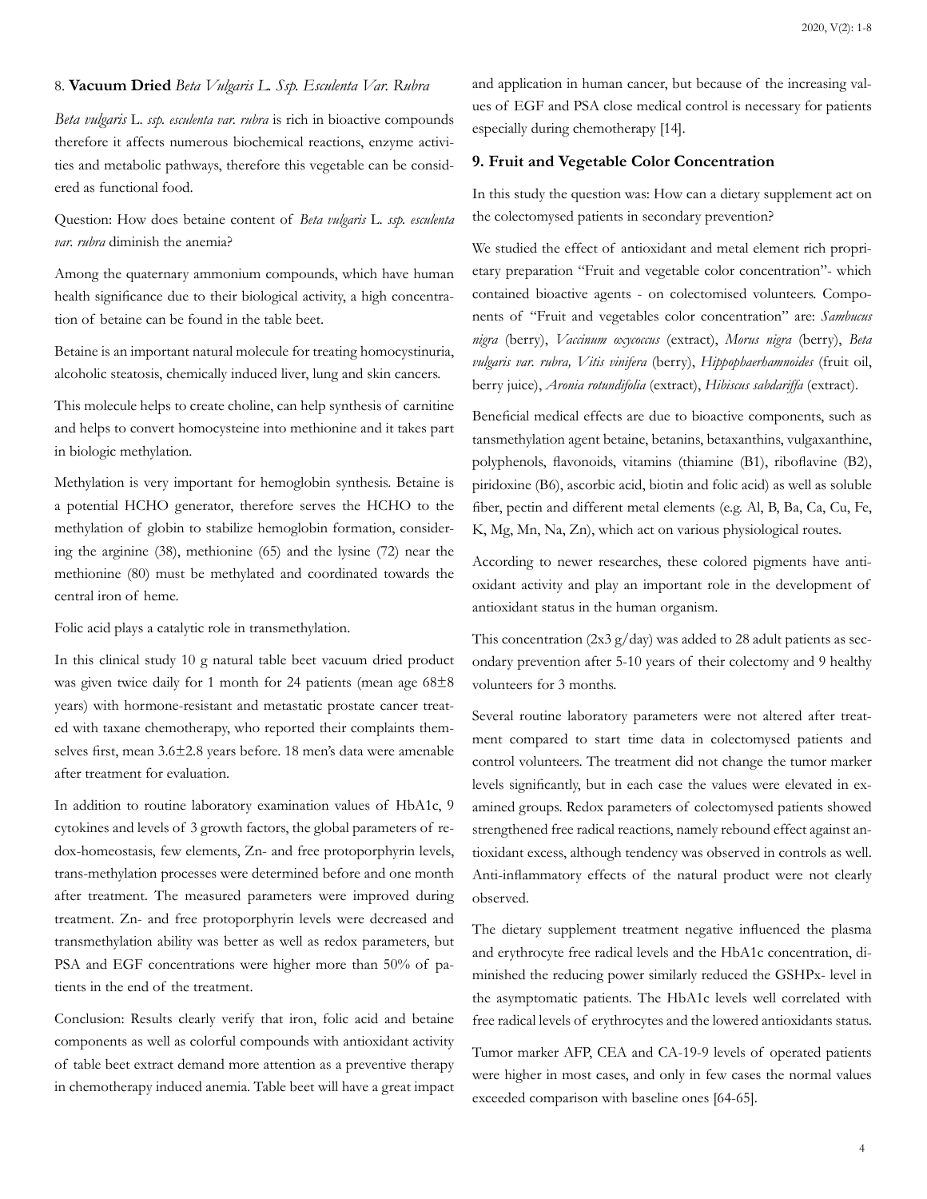## 8. **Vacuum Dried** *Beta Vulgaris L. Ssp. Esculenta Var. Rubra*

*Beta vulgaris* L. *ssp. esculenta var. rubra* is rich in bioactive compounds therefore it affects numerous biochemical reactions, enzyme activities and metabolic pathways, therefore this vegetable can be considered as functional food.

Question: How does betaine content of *Beta vulgaris* L. *ssp. esculenta var. rubra* diminish the anemia?

Among the quaternary ammonium compounds, which have human health significance due to their biological activity, a high concentration of betaine can be found in the table beet.

Betaine is an important natural molecule for treating homocystinuria, alcoholic steatosis, chemically induced liver, lung and skin cancers.

This molecule helps to create choline, can help synthesis of carnitine and helps to convert homocysteine into methionine and it takes part in biologic methylation.

Methylation is very important for hemoglobin synthesis. Betaine is a potential HCHO generator, therefore serves the HCHO to the methylation of globin to stabilize hemoglobin formation, considering the arginine (38), methionine (65) and the lysine (72) near the methionine (80) must be methylated and coordinated towards the central iron of heme.

Folic acid plays a catalytic role in transmethylation.

In this clinical study 10 g natural table beet vacuum dried product was given twice daily for 1 month for 24 patients (mean age 68±8 years) with hormone-resistant and metastatic prostate cancer treated with taxane chemotherapy, who reported their complaints themselves first, mean 3.6±2.8 years before. 18 men's data were amenable after treatment for evaluation.

In addition to routine laboratory examination values of HbA1c, 9 cytokines and levels of 3 growth factors, the global parameters of redox-homeostasis, few elements, Zn- and free protoporphyrin levels, trans-methylation processes were determined before and one month after treatment. The measured parameters were improved during treatment. Zn- and free protoporphyrin levels were decreased and transmethylation ability was better as well as redox parameters, but PSA and EGF concentrations were higher more than 50% of patients in the end of the treatment.

Conclusion: Results clearly verify that iron, folic acid and betaine components as well as colorful compounds with antioxidant activity of table beet extract demand more attention as a preventive therapy in chemotherapy induced anemia. Table beet will have a great impact and application in human cancer, but because of the increasing values of EGF and PSA close medical control is necessary for patients especially during chemotherapy [14].

## 9. Fruit and Vegetable Color Concentration

In this study the question was: How can a dietary supplement act on the colectomysed patients in secondary prevention?

We studied the effect of antioxidant and metal element rich proprietary preparation "Fruit and vegetable color concentration"- which contained bioactive agents - on colectomised volunteers. Components of "Fruit and vegetables color concentration" are: *Sambucus nigra* (berry), *Vaccinum oxycoccus* (extract), *Morus nigra* (berry), *Beta vulgaris var. rubra, Vitis vinifera* (berry), *Hippophaerhamnoides* (fruit oil, berry juice), *Aronia rotundifolia* (extract), *Hibiscus sabdariffa* (extract).

Beneficial medical effects are due to bioactive components, such as tansmethylation agent betaine, betanins, betaxanthins, vulgaxanthine, polyphenols, flavonoids, vitamins (thiamine (B1), riboflavine (B2), piridoxine (B6), ascorbic acid, biotin and folic acid) as well as soluble fiber, pectin and different metal elements (e.g. Al, B, Ba, Ca, Cu, Fe, K, Mg, Mn, Na, Zn), which act on various physiological routes.

According to newer researches, these colored pigments have antioxidant activity and play an important role in the development of antioxidant status in the human organism.

This concentration (2x3 g/day) was added to 28 adult patients as secondary prevention after 5-10 years of their colectomy and 9 healthy volunteers for 3 months.

Several routine laboratory parameters were not altered after treatment compared to start time data in colectomysed patients and control volunteers. The treatment did not change the tumor marker levels significantly, but in each case the values were elevated in examined groups. Redox parameters of colectomysed patients showed strengthened free radical reactions, namely rebound effect against antioxidant excess, although tendency was observed in controls as well. Anti-inflammatory effects of the natural product were not clearly observed.

The dietary supplement treatment negative influenced the plasma and erythrocyte free radical levels and the HbA1c concentration, diminished the reducing power similarly reduced the GSHPx- level in the asymptomatic patients. The HbA1c levels well correlated with free radical levels of erythrocytes and the lowered antioxidants status.

Tumor marker AFP, CEA and CA-19-9 levels of operated patients were higher in most cases, and only in few cases the normal values exceeded comparison with baseline ones [64-65].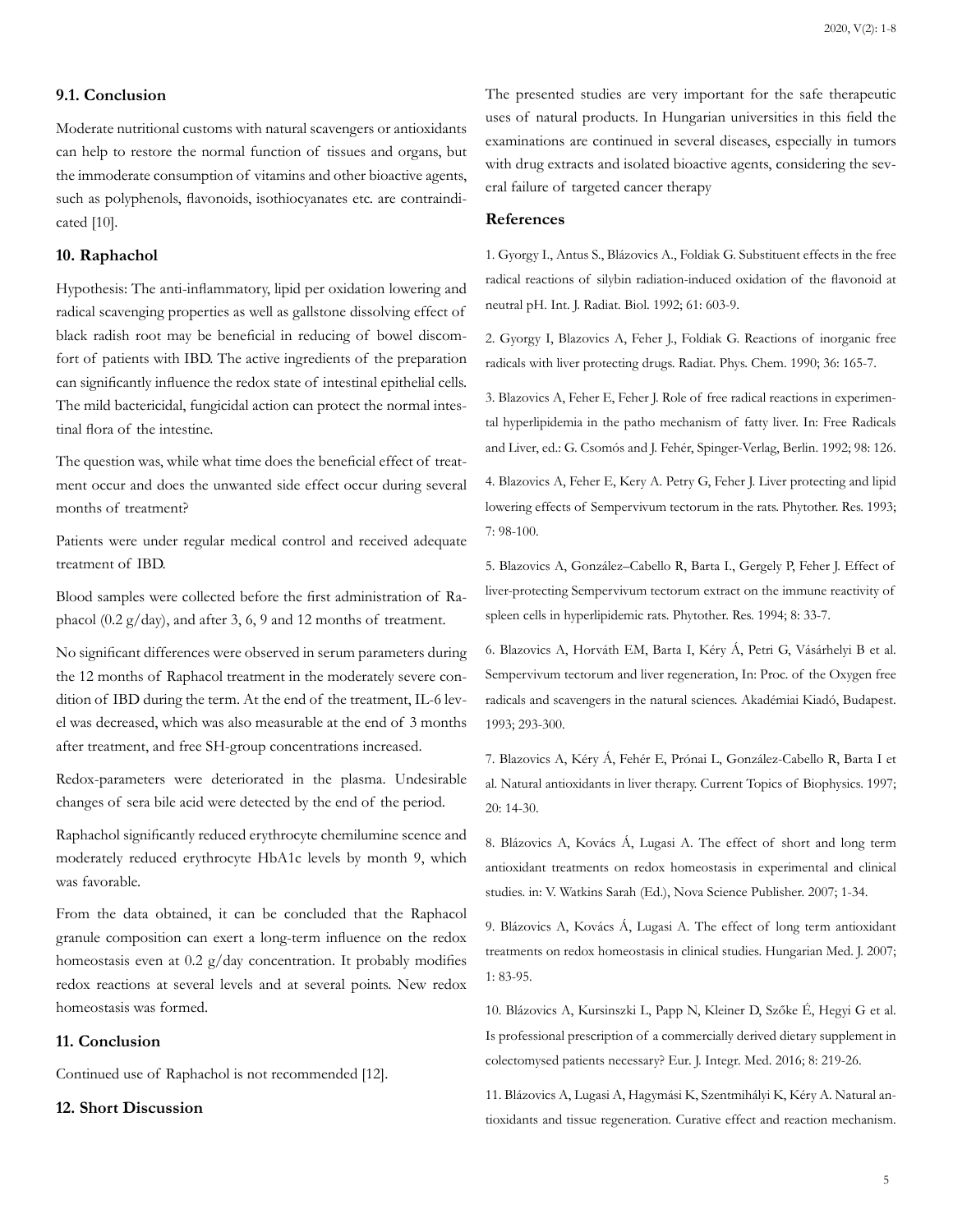### 9.1. Conclusion

Moderate nutritional customs with natural scavengers or antioxidants can help to restore the normal function of tissues and organs, but the immoderate consumption of vitamins and other bioactive agents, such as polyphenols, flavonoids, isothiocyanates etc. are contraindicated [10].

## 10. Raphachol

Hypothesis: The anti-inflammatory, lipid per oxidation lowering and radical scavenging properties as well as gallstone dissolving effect of black radish root may be beneficial in reducing of bowel discomfort of patients with IBD. The active ingredients of the preparation can significantly influence the redox state of intestinal epithelial cells. The mild bactericidal, fungicidal action can protect the normal intestinal flora of the intestine.

The question was, while what time does the beneficial effect of treatment occur and does the unwanted side effect occur during several months of treatment?

Patients were under regular medical control and received adequate treatment of IBD.

Blood samples were collected before the first administration of Raphacol (0.2 g/day), and after 3, 6, 9 and 12 months of treatment.

No significant differences were observed in serum parameters during the 12 months of Raphacol treatment in the moderately severe condition of IBD during the term. At the end of the treatment, IL-6 level was decreased, which was also measurable at the end of 3 months after treatment, and free SH-group concentrations increased.

Redox-parameters were deteriorated in the plasma. Undesirable changes of sera bile acid were detected by the end of the period.

Raphachol significantly reduced erythrocyte chemilumine scence and moderately reduced erythrocyte HbA1c levels by month 9, which was favorable.

From the data obtained, it can be concluded that the Raphacol granule composition can exert a long-term influence on the redox homeostasis even at 0.2 g/day concentration. It probably modifies redox reactions at several levels and at several points. New redox homeostasis was formed.

## 11. Conclusion

Continued use of Raphachol is not recommended [12].

## 12. Short Discussion

The presented studies are very important for the safe therapeutic uses of natural products. In Hungarian universities in this field the examinations are continued in several diseases, especially in tumors with drug extracts and isolated bioactive agents, considering the several failure of targeted cancer therapy

## References

1. Gyorgy I., Antus S., Blázovics A., Foldiak G. Substituent effects in the free radical reactions of silybin radiation-induced oxidation of the flavonoid at neutral pH. Int. J. Radiat. Biol. 1992; 61: 603-9.

2. Gyorgy I, Blazovics A, Feher J., Foldiak G. Reactions of inorganic free radicals with liver protecting drugs. Radiat. Phys. Chem. 1990; 36: 165-7.

3. Blazovics A, Feher E, Feher J. Role of free radical reactions in experimental hyperlipidemia in the patho mechanism of fatty liver. In: Free Radicals and Liver, ed.: G. Csomós and J. Fehér, Spinger-Verlag, Berlin. 1992; 98: 126.

4. Blazovics A, Feher E, Kery A. Petry G, Feher J. Liver protecting and lipid lowering effects of Sempervivum tectorum in the rats. Phytother. Res. 1993; 7: 98-100.

5. Blazovics A, González–Cabello R, Barta I., Gergely P, Feher J. Effect of liver-protecting Sempervivum tectorum extract on the immune reactivity of spleen cells in hyperlipidemic rats. Phytother. Res. 1994; 8: 33-7.

6. Blazovics A, Horváth EM, Barta I, Kéry Á, Petri G, Vásárhelyi B et al. Sempervivum tectorum and liver regeneration, In: Proc. of the Oxygen free radicals and scavengers in the natural sciences. Akadémiai Kiadó, Budapest. 1993; 293-300.

7. Blazovics A, Kéry Á, Fehér E, Prónai L, González-Cabello R, Barta I et al. Natural antioxidants in liver therapy. Current Topics of Biophysics. 1997; 20: 14-30.

8. Blázovics A, Kovács Á, Lugasi A. The effect of short and long term antioxidant treatments on redox homeostasis in experimental and clinical studies. in: V. Watkins Sarah (Ed.), Nova Science Publisher. 2007; 1-34.

9. Blázovics A, Kovács Á, Lugasi A. The effect of long term antioxidant treatments on redox homeostasis in clinical studies. Hungarian Med. J. 2007; 1: 83-95.

10. Blázovics A, Kursinszki L, Papp N, Kleiner D, Szőke É, Hegyi G et al. Is professional prescription of a commercially derived dietary supplement in colectomysed patients necessary? Eur. J. Integr. Med. 2016; 8: 219-26.

11. Blázovics A, Lugasi A, Hagymási K, Szentmihályi K, Kéry A. Natural antioxidants and tissue regeneration. Curative effect and reaction mechanism.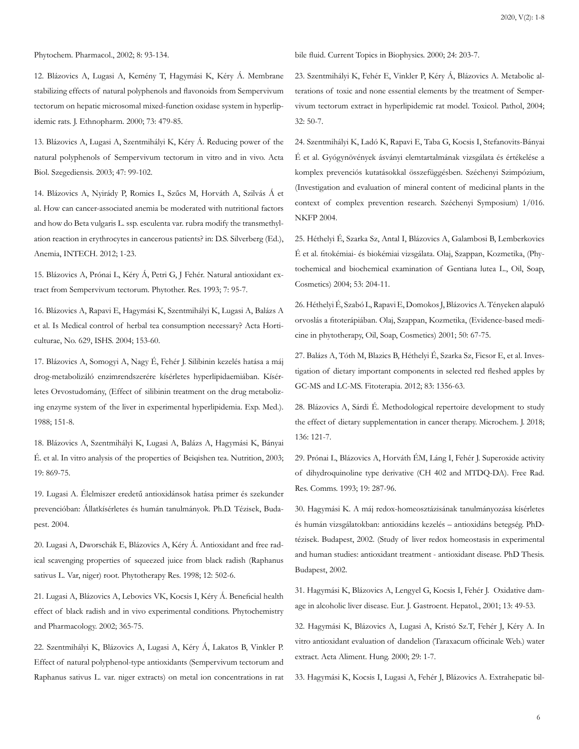Phytochem. Pharmacol., 2002; 8: 93-134.

12. Blázovics A, Lugasi A, Kemény T, Hagymási K, Kéry Á. Membrane stabilizing effects of natural polyphenols and flavonoids from Sempervivum tectorum on hepatic microsomal mixed-function oxidase system in hyperlipidemic rats. J. Ethnopharm. 2000; 73: 479-85.

13. Blázovics A, Lugasi A, Szentmihályi K, Kéry Á. Reducing power of the natural polyphenols of Sempervivum tectorum in vitro and in vivo. Acta Biol. Szegediensis. 2003; 47: 99-102.

14. Blázovics A, Nyirády P, Romics L, Szűcs M, Horváth A, Szilvás Á et al. How can cancer-associated anemia be moderated with nutritional factors and how do Beta vulgaris L. ssp. esculenta var. rubra modify the transmethylation reaction in erythrocytes in cancerous patients? in: D.S. Silverberg (Ed.), Anemia, INTECH. 2012; 1-23.

15. Blázovics A, Prónai L, Kéry Á, Petri G, J Fehér. Natural antioxidant extract from Sempervivum tectorum. Phytother. Res. 1993; 7: 95-7.

16. Blázovics A, Rapavi E, Hagymási K, Szentmihályi K, Lugasi A, Balázs A et al. Is Medical control of herbal tea consumption necessary? Acta Horticulturae, No. 629, ISHS. 2004; 153-60.

17. Blázovics A, Somogyi A, Nagy É, Fehér J. Silibinin kezelés hatása a máj drog-metabolizáló enzimrendszerére kísérletes hyperlipidaemiában. Kísérletes Orvostudomány, (Effect of silibinin treatment on the drug metabolizing enzyme system of the liver in experimental hyperlipidemia. Exp. Med.). 1988; 151-8.

18. Blázovics A, Szentmihályi K, Lugasi A, Balázs A, Hagymási K, Bányai É. et al. In vitro analysis of the properties of Beiqishen tea. Nutrition, 2003; 19: 869-75.

19. Lugasi A. Élelmiszer eredetű antioxidánsok hatása primer és szekunder prevencióban: Állatkísérletes és humán tanulmányok. Ph.D. Tézisek, Budapest. 2004.

20. Lugasi A, Dworschák E, Blázovics A, Kéry Á. Antioxidant and free radical scavenging properties of squeezed juice from black radish (Raphanus sativus L. Var, niger) root. Phytotherapy Res. 1998; 12: 502-6.

21. Lugasi A, Blázovics A, Lebovics VK, Kocsis I, Kéry Á. Beneficial health effect of black radish and in vivo experimental conditions. Phytochemistry and Pharmacology. 2002; 365-75.

22. Szentmihályi K, Blázovics A, Lugasi A, Kéry Á, Lakatos B, Vinkler P. Effect of natural polyphenol-type antioxidants (Sempervivum tectorum and Raphanus sativus L. var. niger extracts) on metal ion concentrations in rat bile fluid. Current Topics in Biophysics. 2000; 24: 203-7.

23. Szentmihályi K, Fehér E, Vinkler P, Kéry Á, Blázovics A. Metabolic alterations of toxic and none essential elements by the treatment of Sempervivum tectorum extract in hyperlipidemic rat model. Toxicol. Pathol, 2004; 32: 50-7.

24. Szentmihályi K, Ladó K, Rapavi E, Taba G, Kocsis I, Stefanovits-Bányai É et al. Gyógynövények ásványi elemtartalmának vizsgálata és értékelése a komplex prevenciós kutatásokkal összefüggésben. Széchenyi Szimpózium, (Investigation and evaluation of mineral content of medicinal plants in the context of complex prevention research. Széchenyi Symposium) 1/016. NKFP 2004.

25. Héthelyi É, Szarka Sz, Antal I, Blázovics A, Galambosi B, Lemberkovics É et al. fitokémiai- és biokémiai vizsgálata. Olaj, Szappan, Kozmetika, (Phytochemical and biochemical examination of Gentiana lutea L., Oil, Soap, Cosmetics) 2004; 53: 204-11.

26. Héthelyi É, Szabó L, Rapavi E, Domokos J, Blázovics A. Tényeken alapuló orvoslás a fitoterápiában. Olaj, Szappan, Kozmetika, (Evidence-based medicine in phytotherapy, Oil, Soap, Cosmetics) 2001; 50: 67-75.

27. Balázs A, Tóth M, Blazics B, Héthelyi É, Szarka Sz, Ficsor E, et al. Investigation of dietary important components in selected red fleshed apples by GC-MS and LC-MS. Fitoterapia. 2012; 83: 1356-63.

28. Blázovics A, Sárdi É. Methodological repertoire development to study the effect of dietary supplementation in cancer therapy. Microchem. J. 2018; 136: 121-7.

29. Prónai L, Blázovics A, Horváth ÉM, Láng I, Fehér J. Superoxide activity of dihydroquinoline type derivative (CH 402 and MTDQ-DA). Free Rad. Res. Comms. 1993; 19: 287-96.

30. Hagymási K. A máj redox-homeosztázisának tanulmányozása kísérletes és humán vizsgálatokban: antioxidáns kezelés – antioxidáns betegség. PhD-tézisek. Budapest, 2002. (Study of liver redox homeostasis in experimental and human studies: antioxidant treatment - antioxidant disease. PhD Thesis. Budapest, 2002.

31. Hagymási K, Blázovics A, Lengyel G, Kocsis I, Fehér J. Oxidative damage in alcoholic liver disease. Eur. J. Gastroent. Hepatol., 2001; 13: 49-53.

32. Hagymási K, Blázovics A, Lugasi A, Kristó Sz.T, Fehér J, Kéry A. In vitro antioxidant evaluation of dandelion (Taraxacum officinale Web.) water extract. Acta Aliment. Hung. 2000; 29: 1-7.

33. Hagymási K, Kocsis I, Lugasi A, Fehér J, Blázovics A. Extrahepatic bil-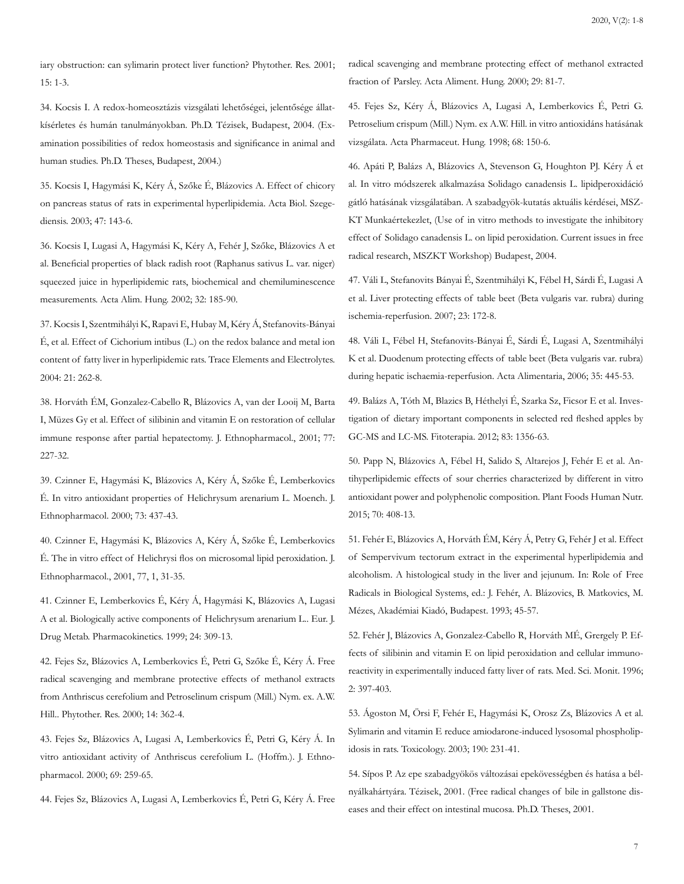iary obstruction: can sylimarin protect liver function? Phytother. Res. 2001; 15: 1-3.

34. Kocsis I. A redox-homeosztázis vizsgálati lehetőségei, jelentősége állatkísérletes és humán tanulmányokban. Ph.D. Tézisek, Budapest, 2004. (Examination possibilities of redox homeostasis and significance in animal and human studies. Ph.D. Theses, Budapest, 2004.)

35. Kocsis I, Hagymási K, Kéry Á, Szőke É, Blázovics A. Effect of chicory on pancreas status of rats in experimental hyperlipidemia. Acta Biol. Szegediensis. 2003; 47: 143-6.

36. Kocsis I, Lugasi A, Hagymási K, Kéry A, Fehér J, Szőke, Blázovics A et al. Beneficial properties of black radish root (Raphanus sativus L. var. niger) squeezed juice in hyperlipidemic rats, biochemical and chemiluminescence measurements. Acta Alim. Hung. 2002; 32: 185-90.

37. Kocsis I, Szentmihályi K, Rapavi E, Hubay M, Kéry Á, Stefanovits-Bányai É, et al. Effect of Cichorium intibus (L.) on the redox balance and metal ion content of fatty liver in hyperlipidemic rats. Trace Elements and Electrolytes. 2004: 21: 262-8.

38. Horváth ÉM, Gonzalez-Cabello R, Blázovics A, van der Looij M, Barta I, Müzes Gy et al. Effect of silibinin and vitamin E on restoration of cellular immune response after partial hepatectomy. J. Ethnopharmacol., 2001; 77: 227-32.

39. Czinner E, Hagymási K, Blázovics A, Kéry Á, Szőke É, Lemberkovics É. In vitro antioxidant properties of Helichrysum arenarium L. Moench. J. Ethnopharmacol. 2000; 73: 437-43.

40. Czinner E, Hagymási K, Blázovics A, Kéry Á, Szőke É, Lemberkovics É. The in vitro effect of Helichrysi flos on microsomal lipid peroxidation. J. Ethnopharmacol., 2001, 77, 1, 31-35.

41. Czinner E, Lemberkovics É, Kéry Á, Hagymási K, Blázovics A, Lugasi A et al. Biologically active components of Helichrysum arenarium L.. Eur. J. Drug Metab. Pharmacokinetics. 1999; 24: 309-13.

42. Fejes Sz, Blázovics A, Lemberkovics É, Petri G, Szőke É, Kéry Á. Free radical scavenging and membrane protective effects of methanol extracts from Anthriscus cerefolium and Petroselinum crispum (Mill.) Nym. ex. A.W. Hill.. Phytother. Res. 2000; 14: 362-4.

43. Fejes Sz, Blázovics A, Lugasi A, Lemberkovics É, Petri G, Kéry Á. In vitro antioxidant activity of Anthriscus cerefolium L. (Hoffm.). J. Ethnopharmacol. 2000; 69: 259-65.

44. Fejes Sz, Blázovics A, Lugasi A, Lemberkovics É, Petri G, Kéry Á. Free radical scavenging and membrane protecting effect of methanol extracted fraction of Parsley. Acta Aliment. Hung. 2000; 29: 81-7.

45. Fejes Sz, Kéry Á, Blázovics A, Lugasi A, Lemberkovics É, Petri G. Petroselium crispum (Mill.) Nym. ex A.W. Hill. in vitro antioxidáns hatásának vizsgálata. Acta Pharmaceut. Hung. 1998; 68: 150-6.

46. Apáti P, Balázs A, Blázovics A, Stevenson G, Houghton PJ. Kéry Á et al. In vitro módszerek alkalmazása Solidago canadensis L. lipidperoxidáció gátló hatásának vizsgálatában. A szabadgyök-kutatás aktuális kérdései, MSZKT Munkaértekezlet, (Use of in vitro methods to investigate the inhibitory effect of Solidago canadensis L. on lipid peroxidation. Current issues in free radical research, MSZKT Workshop) Budapest, 2004.

47. Váli L, Stefanovits Bányai É, Szentmihályi K, Fébel H, Sárdi É, Lugasi A et al. Liver protecting effects of table beet (Beta vulgaris var. rubra) during ischemia-reperfusion. 2007; 23: 172-8.

48. Váli L, Fébel H, Stefanovits-Bányai É, Sárdi É, Lugasi A, Szentmihályi K et al. Duodenum protecting effects of table beet (Beta vulgaris var. rubra) during hepatic ischaemia-reperfusion. Acta Alimentaria, 2006; 35: 445-53.

49. Balázs A, Tóth M, Blazics B, Héthelyi É, Szarka Sz, Ficsor E et al. Investigation of dietary important components in selected red fleshed apples by GC-MS and LC-MS. Fitoterapia. 2012; 83: 1356-63.

50. Papp N, Blázovics A, Fébel H, Salido S, Altarejos J, Fehér E et al. Antihyperlipidemic effects of sour cherries characterized by different in vitro antioxidant power and polyphenolic composition. Plant Foods Human Nutr. 2015; 70: 408-13.

51. Fehér E, Blázovics A, Horváth ÉM, Kéry Á, Petry G, Fehér J et al. Effect of Sempervivum tectorum extract in the experimental hyperlipidemia and alcoholism. A histological study in the liver and jejunum. In: Role of Free Radicals in Biological Systems, ed.: J. Fehér, A. Blázovics, B. Matkovics, M. Mézes, Akadémiai Kiadó, Budapest. 1993; 45-57.

52. Fehér J, Blázovics A, Gonzalez-Cabello R, Horváth MÉ, Grergely P. Effects of silibinin and vitamin E on lipid peroxidation and cellular immunoreactivity in experimentally induced fatty liver of rats. Med. Sci. Monit. 1996; 2: 397-403.

53. Ágoston M, Örsi F, Fehér E, Hagymási K, Orosz Zs, Blázovics A et al. Sylimarin and vitamin E reduce amiodarone-induced lysosomal phospholipidosis in rats. Toxicology. 2003; 190: 231-41.

54. Sípos P. Az epe szabadgyökös változásai epekövességben és hatása a bélnyálkahártyára. Tézisek, 2001. (Free radical changes of bile in gallstone diseases and their effect on intestinal mucosa. Ph.D. Theses, 2001.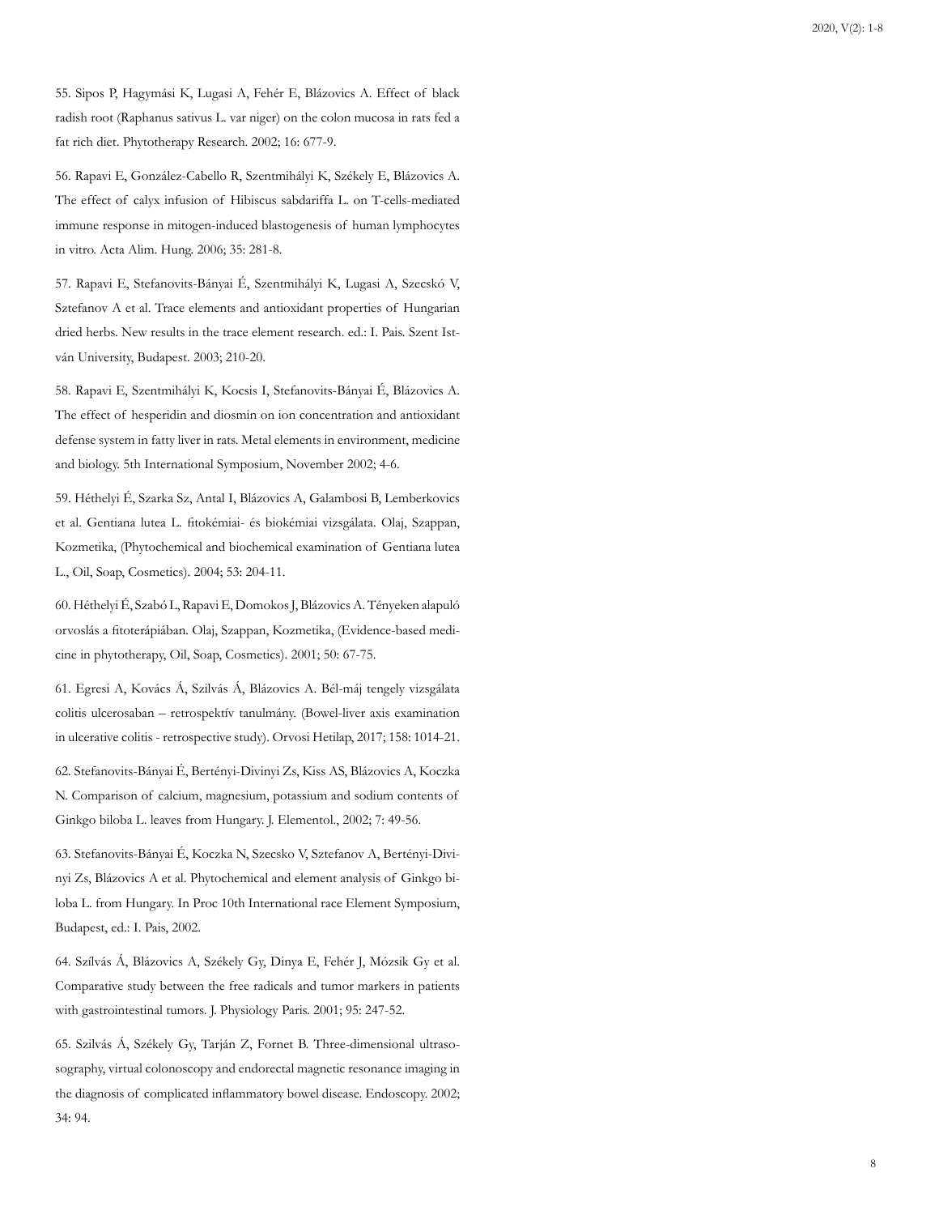55. Sipos P, Hagymási K, Lugasi A, Fehér E, Blázovics A. Effect of black radish root (Raphanus sativus L. var niger) on the colon mucosa in rats fed a fat rich diet. Phytotherapy Research. 2002; 16: 677-9.

56. Rapavi E, González-Cabello R, Szentmihályi K, Székely E, Blázovics A. The effect of calyx infusion of Hibiscus sabdariffa L. on T-cells-mediated immune response in mitogen-induced blastogenesis of human lymphocytes in vitro. Acta Alim. Hung. 2006; 35: 281-8.

57. Rapavi E, Stefanovits-Bányai É, Szentmihályi K, Lugasi A, Szecskó V, Sztefanov A et al. Trace elements and antioxidant properties of Hungarian dried herbs. New results in the trace element research. ed.: I. Pais. Szent István University, Budapest. 2003; 210-20.

58. Rapavi E, Szentmihályi K, Kocsis I, Stefanovits-Bányai É, Blázovics A. The effect of hesperidin and diosmin on ion concentration and antioxidant defense system in fatty liver in rats. Metal elements in environment, medicine and biology. 5th International Symposium, November 2002; 4-6.

59. Héthelyi É, Szarka Sz, Antal I, Blázovics A, Galambosi B, Lemberkovics et al. Gentiana lutea L. fitokémiai- és biokémiai vizsgálata. Olaj, Szappan, Kozmetika, (Phytochemical and biochemical examination of Gentiana lutea L., Oil, Soap, Cosmetics). 2004; 53: 204-11.

60. Héthelyi É, Szabó L, Rapavi E, Domokos J, Blázovics A. Tényeken alapuló orvoslás a fitoterápiában. Olaj, Szappan, Kozmetika, (Evidence-based medicine in phytotherapy, Oil, Soap, Cosmetics). 2001; 50: 67-75.

61. Egresi A, Kovács Á, Szilvás Á, Blázovics A. Bél-máj tengely vizsgálata colitis ulcerosaban – retrospektív tanulmány. (Bowel-liver axis examination in ulcerative colitis - retrospective study). Orvosi Hetilap, 2017; 158: 1014-21.

62. Stefanovits-Bányai É, Bertényi-Divinyi Zs, Kiss AS, Blázovics A, Koczka N. Comparison of calcium, magnesium, potassium and sodium contents of Ginkgo biloba L. leaves from Hungary. J. Elementol., 2002; 7: 49-56.

63. Stefanovits-Bányai É, Koczka N, Szecsko V, Sztefanov A, Bertényi-Divinyi Zs, Blázovics A et al. Phytochemical and element analysis of Ginkgo biloba L. from Hungary. In Proc 10th International race Element Symposium, Budapest, ed.: I. Pais, 2002.

64. Szílvás Á, Blázovics A, Székely Gy, Dinya E, Fehér J, Mózsik Gy et al. Comparative study between the free radicals and tumor markers in patients with gastrointestinal tumors. J. Physiology Paris. 2001; 95: 247-52.

65. Szilvás Á, Székely Gy, Tarján Z, Fornet B. Three-dimensional ultrasosography, virtual colonoscopy and endorectal magnetic resonance imaging in the diagnosis of complicated inflammatory bowel disease. Endoscopy. 2002; 34: 94.